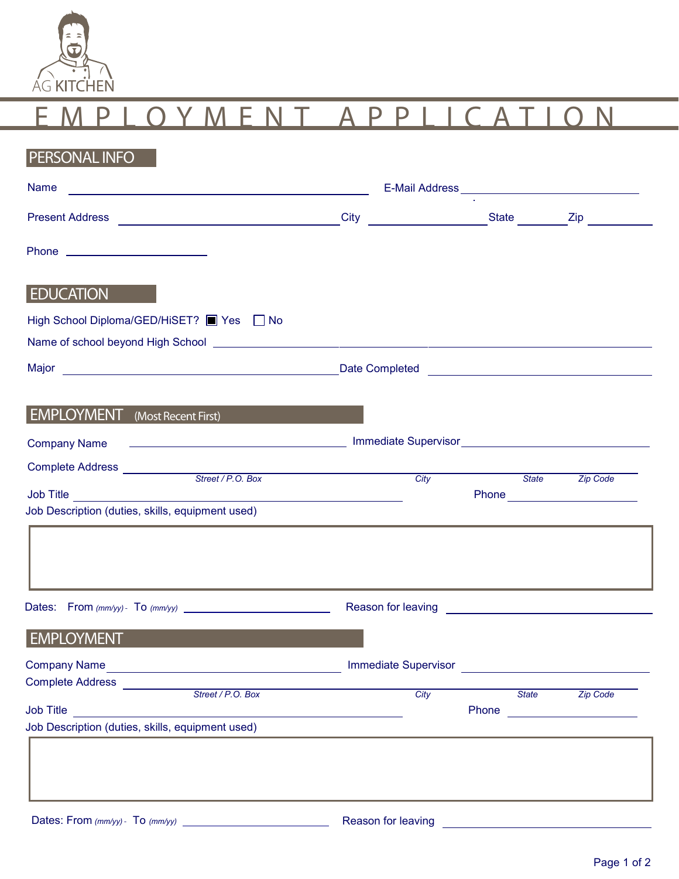AG KITCHEN

# EMPLOYMENT APPLICATION

## PERSONAL INFO

Name ______________________ E-Mail Address ______________________

Present Address ______________________ City ______________ State ________ Zip ________

Phone ______________________

## EDUCATION

High School Diploma/GED/HiSET? ☒ Yes ☐ No

Name of school beyond High School ______________________

Major ______________________ Date Completed ______________________

## EMPLOYMENT (Most Recent First)

Company Name ______________________ Immediate Supervisor ______________________

Complete Address ______________________

*Street / P.O. Box* *City* *State* *Zip Code*

Job Title ______________________ Phone ______________________

Job Description (duties, skills, equipment used)

Dates: From *(mm/yy)* - To *(mm/yy)* ______________________ Reason for leaving ______________________

## EMPLOYMENT

Company Name ______________________ Immediate Supervisor ______________________

Complete Address ______________________

*Street / P.O. Box* *City* *State* *Zip Code*

Job Title ______________________ Phone ______________________

Job Description (duties, skills, equipment used)

Dates: From *(mm/yy)* - To *(mm/yy)* ______________________ Reason for leaving ______________________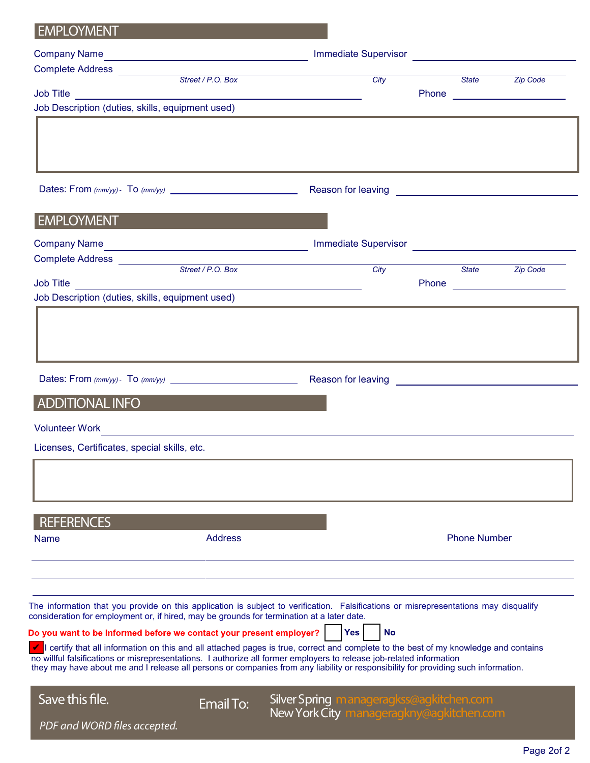## EMPLOYMENT

Company Name ______________________ Immediate Supervisor ______________________

Complete Address ____________________________________________

*Street / P.O. Box* *City* *State* *Zip Code*

Job Title ______________________ Phone ______________________

Job Description (duties, skills, equipment used)

Dates: From *(mm/yy) -* To *(mm/yy)* ______________________ Reason for leaving ______________________

## EMPLOYMENT

Company Name ______________________ Immediate Supervisor ______________________

Complete Address ____________________________________________

*Street / P.O. Box* *City* *State* *Zip Code*

Job Title ______________________ Phone ______________________

Job Description (duties, skills, equipment used)

Dates: From *(mm/yy) -* To *(mm/yy)* ______________________ Reason for leaving ______________________

## ADDITIONAL INFO

Volunteer Work ____________________________________________

Licenses, Certificates, special skills, etc.

## REFERENCES

| Name | Address | Phone Number |
|---|---|---|
| | | |
| | | |
| | | |

The information that you provide on this application is subject to verification. Falsifications or misrepresentations may disqualify consideration for employment or, if hired, may be grounds for termination at a later date.

**Do you want to be informed before we contact your present employer?** ☐ **Yes** ☐ **No**

☑ I certify that all information on this and all attached pages is true, correct and complete to the best of my knowledge and contains no willful falsifications or misrepresentations. I authorize all former employers to release job-related information they may have about me and I release all persons or companies from any liability or responsibility for providing such information.

Save this file.

*PDF and WORD files accepted.*

Email To:

Silver Spring manageragkss@agkitchen.com

New York City manageragkny@agkitchen.com